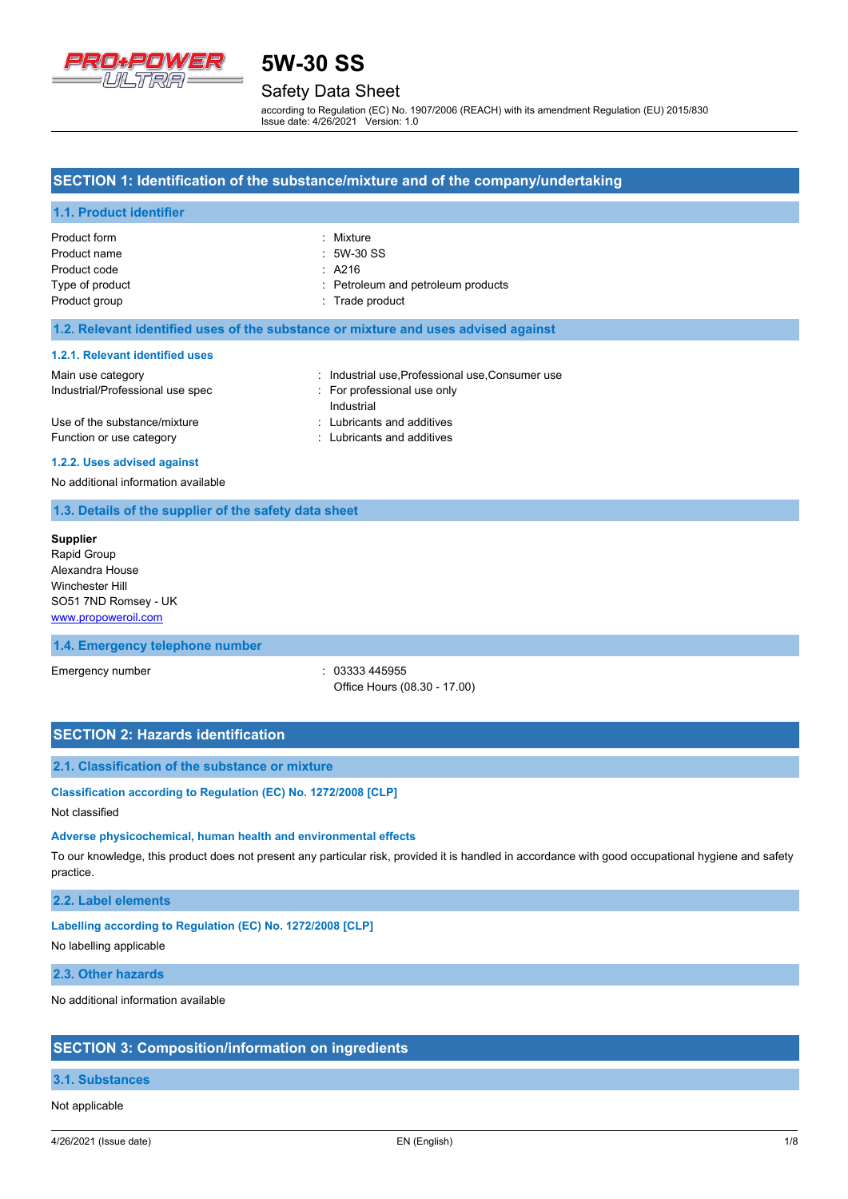# 5W-30 SS

## Safety Data Sheet

according to Regulation (EC) No. 1907/2006 (REACH) with its amendment Regulation (EU) 2015/830
Issue date: 4/26/2021 Version: 1.0

## SECTION 1: Identification of the substance/mixture and of the company/undertaking

### 1.1. Product identifier

| | |
|---|---|
| Product form | : Mixture |
| Product name | : 5W-30 SS |
| Product code | : A216 |
| Type of product | : Petroleum and petroleum products |
| Product group | : Trade product |

### 1.2. Relevant identified uses of the substance or mixture and uses advised against

#### 1.2.1. Relevant identified uses

| | |
|---|---|
| Main use category | : Industrial use,Professional use,Consumer use |
| Industrial/Professional use spec | : For professional use only<br>Industrial |
| Use of the substance/mixture | : Lubricants and additives |
| Function or use category | : Lubricants and additives |

#### 1.2.2. Uses advised against

No additional information available

### 1.3. Details of the supplier of the safety data sheet

**Supplier**
Rapid Group
Alexandra House
Winchester Hill
SO51 7ND Romsey - UK
www.propoweroil.com

### 1.4. Emergency telephone number

| | |
|---|---|
| Emergency number | : 03333 445955<br>Office Hours (08.30 - 17.00) |

## SECTION 2: Hazards identification

### 2.1. Classification of the substance or mixture

**Classification according to Regulation (EC) No. 1272/2008 [CLP]**

Not classified

**Adverse physicochemical, human health and environmental effects**

To our knowledge, this product does not present any particular risk, provided it is handled in accordance with good occupational hygiene and safety practice.

### 2.2. Label elements

**Labelling according to Regulation (EC) No. 1272/2008 [CLP]**

No labelling applicable

### 2.3. Other hazards

No additional information available

## SECTION 3: Composition/information on ingredients

### 3.1. Substances

Not applicable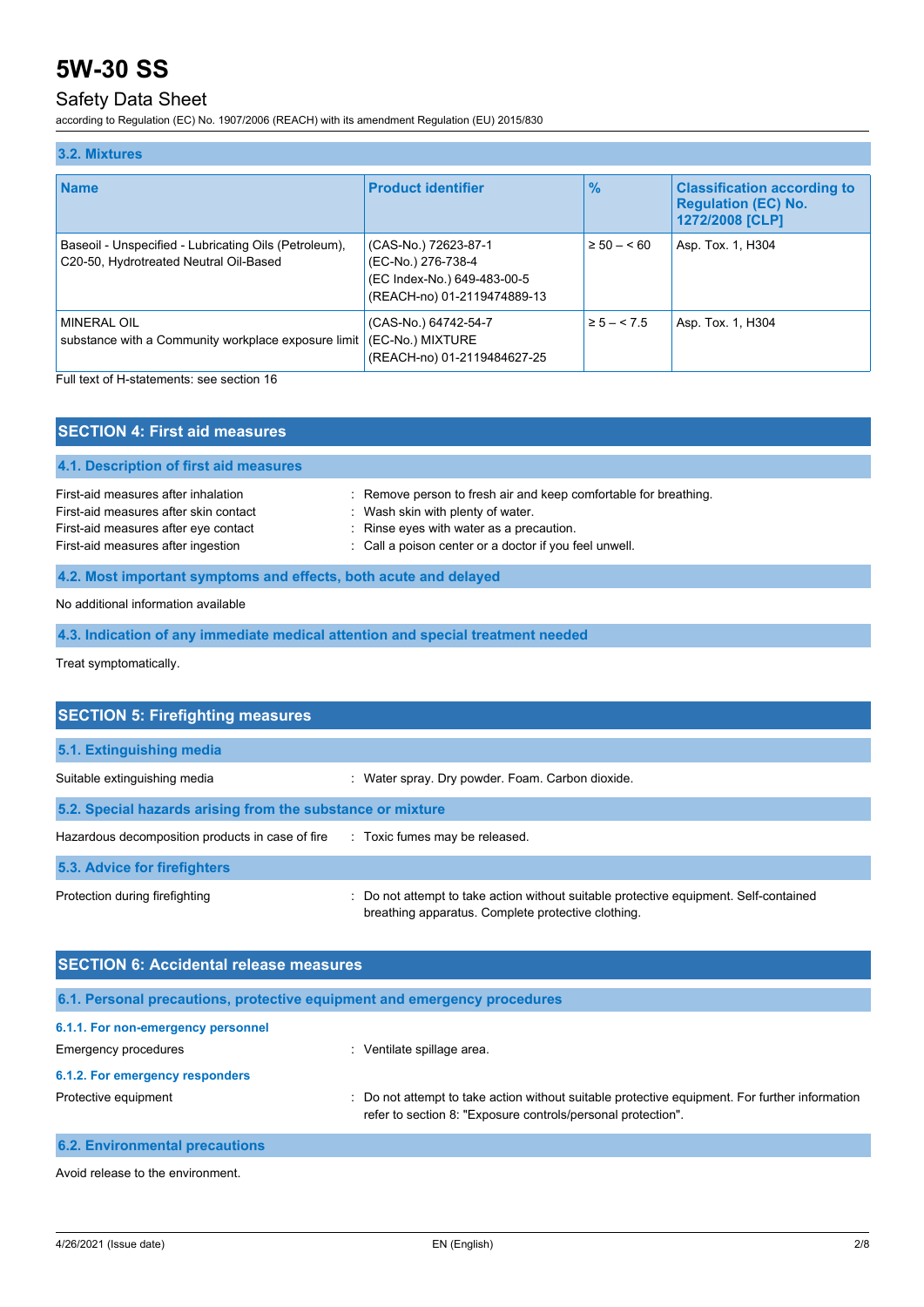### 3.2. Mixtures

| Name | Product identifier | % | Classification according to Regulation (EC) No. 1272/2008 [CLP] |
|---|---|---|---|
| Baseoil - Unspecified - Lubricating Oils (Petroleum), C20-50, Hydrotreated Neutral Oil-Based | (CAS-No.) 72623-87-1<br>(EC-No.) 276-738-4<br>(EC Index-No.) 649-483-00-5<br>(REACH-no) 01-2119474889-13 | ≥ 50 – < 60 | Asp. Tox. 1, H304 |
| MINERAL OIL<br>substance with a Community workplace exposure limit | (CAS-No.) 64742-54-7<br>(EC-No.) MIXTURE<br>(REACH-no) 01-2119484627-25 | ≥ 5 – < 7.5 | Asp. Tox. 1, H304 |

Full text of H-statements: see section 16

## SECTION 4: First aid measures

### 4.1. Description of first aid measures

First-aid measures after inhalation : Remove person to fresh air and keep comfortable for breathing.
First-aid measures after skin contact : Wash skin with plenty of water.
First-aid measures after eye contact : Rinse eyes with water as a precaution.
First-aid measures after ingestion : Call a poison center or a doctor if you feel unwell.

### 4.2. Most important symptoms and effects, both acute and delayed

No additional information available

### 4.3. Indication of any immediate medical attention and special treatment needed

Treat symptomatically.

## SECTION 5: Firefighting measures

### 5.1. Extinguishing media

Suitable extinguishing media : Water spray. Dry powder. Foam. Carbon dioxide.

### 5.2. Special hazards arising from the substance or mixture

Hazardous decomposition products in case of fire : Toxic fumes may be released.

### 5.3. Advice for firefighters

Protection during firefighting : Do not attempt to take action without suitable protective equipment. Self-contained breathing apparatus. Complete protective clothing.

## SECTION 6: Accidental release measures

### 6.1. Personal precautions, protective equipment and emergency procedures

#### 6.1.1. For non-emergency personnel

Emergency procedures : Ventilate spillage area.

#### 6.1.2. For emergency responders

Protective equipment : Do not attempt to take action without suitable protective equipment. For further information refer to section 8: "Exposure controls/personal protection".

### 6.2. Environmental precautions

Avoid release to the environment.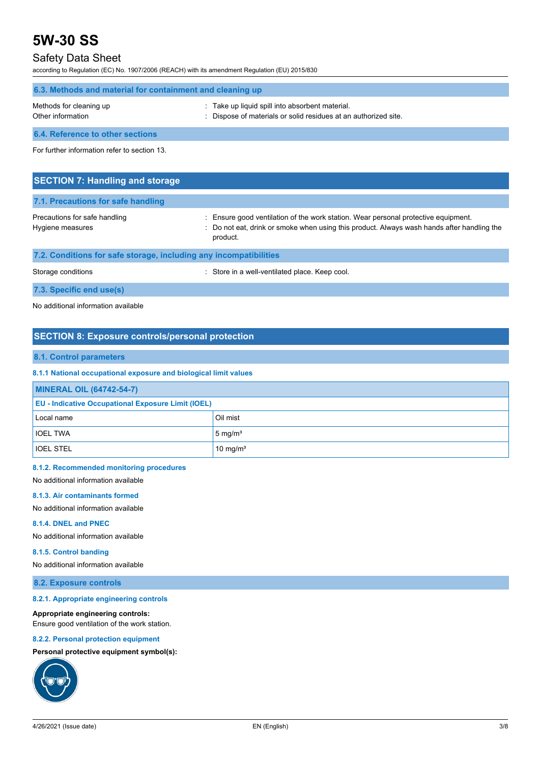### 6.3. Methods and material for containment and cleaning up

Methods for cleaning up : Take up liquid spill into absorbent material.

Other information : Dispose of materials or solid residues at an authorized site.

### 6.4. Reference to other sections

For further information refer to section 13.

## SECTION 7: Handling and storage

### 7.1. Precautions for safe handling

Precautions for safe handling : Ensure good ventilation of the work station. Wear personal protective equipment.

Hygiene measures : Do not eat, drink or smoke when using this product. Always wash hands after handling the product.

### 7.2. Conditions for safe storage, including any incompatibilities

Storage conditions : Store in a well-ventilated place. Keep cool.

### 7.3. Specific end use(s)

No additional information available

## SECTION 8: Exposure controls/personal protection

### 8.1. Control parameters

#### 8.1.1 National occupational exposure and biological limit values

| MINERAL OIL (64742-54-7) | |
|---|---|
| **EU - Indicative Occupational Exposure Limit (IOEL)** | |
| Local name | Oil mist |
| IOEL TWA | 5 mg/m³ |
| IOEL STEL | 10 mg/m³ |

#### 8.1.2. Recommended monitoring procedures

No additional information available

#### 8.1.3. Air contaminants formed

No additional information available

#### 8.1.4. DNEL and PNEC

No additional information available

#### 8.1.5. Control banding

No additional information available

### 8.2. Exposure controls

#### 8.2.1. Appropriate engineering controls

**Appropriate engineering controls:**
Ensure good ventilation of the work station.

#### 8.2.2. Personal protection equipment

**Personal protective equipment symbol(s):**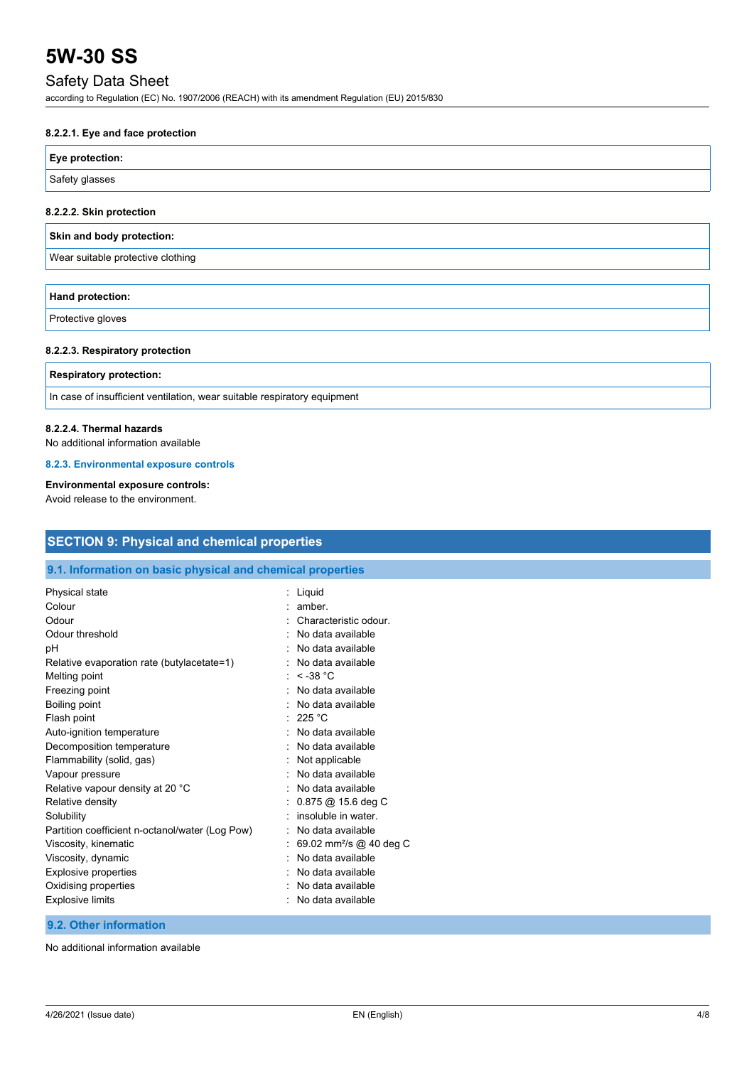#### 8.2.2.1. Eye and face protection

| Eye protection: |
| --- |
| Safety glasses |

#### 8.2.2.2. Skin protection

| Skin and body protection: |
| --- |
| Wear suitable protective clothing |

| Hand protection: |
| --- |
| Protective gloves |

#### 8.2.2.3. Respiratory protection

| Respiratory protection: |
| --- |
| In case of insufficient ventilation, wear suitable respiratory equipment |

#### 8.2.2.4. Thermal hazards

No additional information available

### 8.2.3. Environmental exposure controls

**Environmental exposure controls:**
Avoid release to the environment.

## SECTION 9: Physical and chemical properties

### 9.1. Information on basic physical and chemical properties

| | |
| --- | --- |
| Physical state | : Liquid |
| Colour | : amber. |
| Odour | : Characteristic odour. |
| Odour threshold | : No data available |
| pH | : No data available |
| Relative evaporation rate (butylacetate=1) | : No data available |
| Melting point | : < -38 °C |
| Freezing point | : No data available |
| Boiling point | : No data available |
| Flash point | : 225 °C |
| Auto-ignition temperature | : No data available |
| Decomposition temperature | : No data available |
| Flammability (solid, gas) | : Not applicable |
| Vapour pressure | : No data available |
| Relative vapour density at 20 °C | : No data available |
| Relative density | : 0.875 @ 15.6 deg C |
| Solubility | : insoluble in water. |
| Partition coefficient n-octanol/water (Log Pow) | : No data available |
| Viscosity, kinematic | : 69.02 $mm^2/s$ @ 40 deg C |
| Viscosity, dynamic | : No data available |
| Explosive properties | : No data available |
| Oxidising properties | : No data available |
| Explosive limits | : No data available |

### 9.2. Other information

No additional information available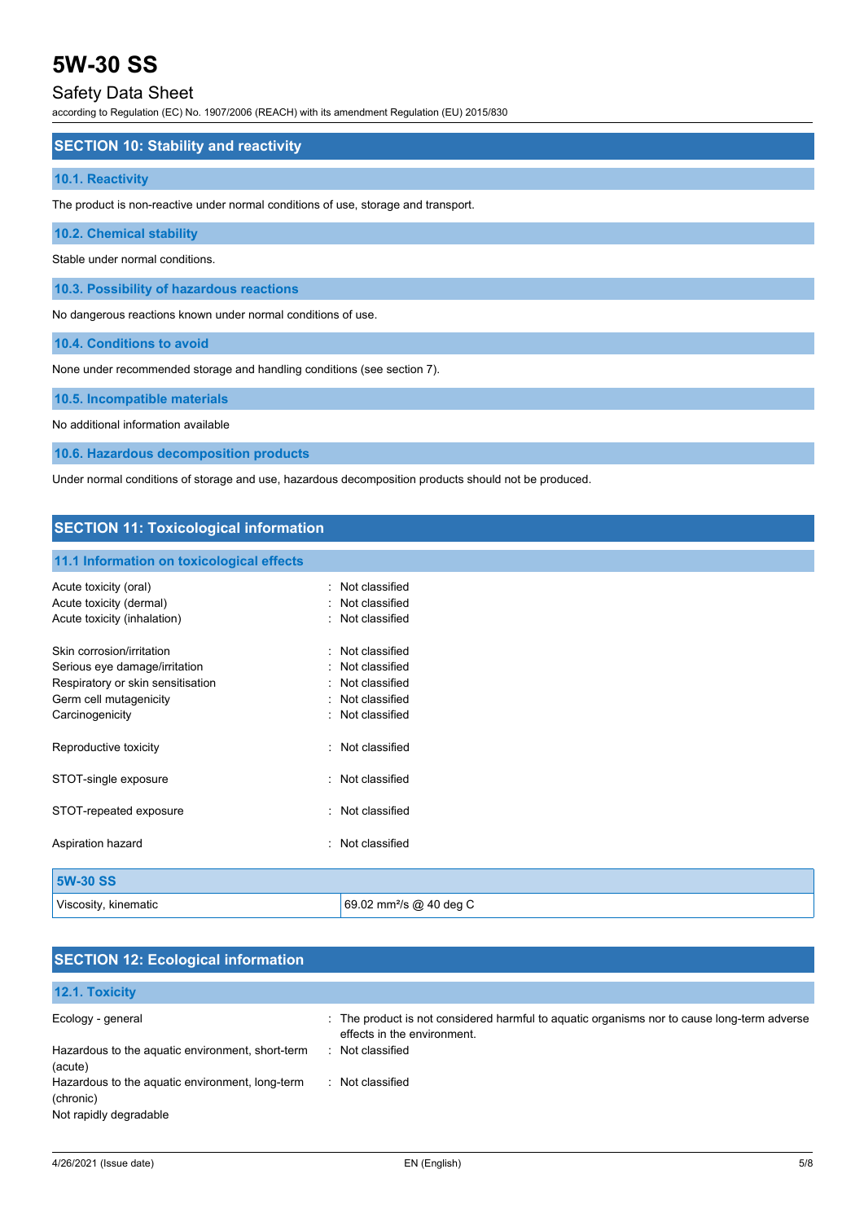## SECTION 10: Stability and reactivity

### 10.1. Reactivity

The product is non-reactive under normal conditions of use, storage and transport.

### 10.2. Chemical stability

Stable under normal conditions.

### 10.3. Possibility of hazardous reactions

No dangerous reactions known under normal conditions of use.

### 10.4. Conditions to avoid

None under recommended storage and handling conditions (see section 7).

### 10.5. Incompatible materials

No additional information available

### 10.6. Hazardous decomposition products

Under normal conditions of storage and use, hazardous decomposition products should not be produced.

## SECTION 11: Toxicological information

### 11.1 Information on toxicological effects

Acute toxicity (oral) : Not classified
Acute toxicity (dermal) : Not classified
Acute toxicity (inhalation) : Not classified

Skin corrosion/irritation : Not classified
Serious eye damage/irritation : Not classified
Respiratory or skin sensitisation : Not classified
Germ cell mutagenicity : Not classified
Carcinogenicity : Not classified

Reproductive toxicity : Not classified

STOT-single exposure : Not classified

STOT-repeated exposure : Not classified

Aspiration hazard : Not classified

| 5W-30 SS | |
|---|---|
| Viscosity, kinematic | 69.02 $mm^2/s$ @ 40 deg C |

## SECTION 12: Ecological information

### 12.1. Toxicity

Ecology - general : The product is not considered harmful to aquatic organisms nor to cause long-term adverse effects in the environment.
Hazardous to the aquatic environment, short-term (acute) : Not classified
Hazardous to the aquatic environment, long-term (chronic) : Not classified
Not rapidly degradable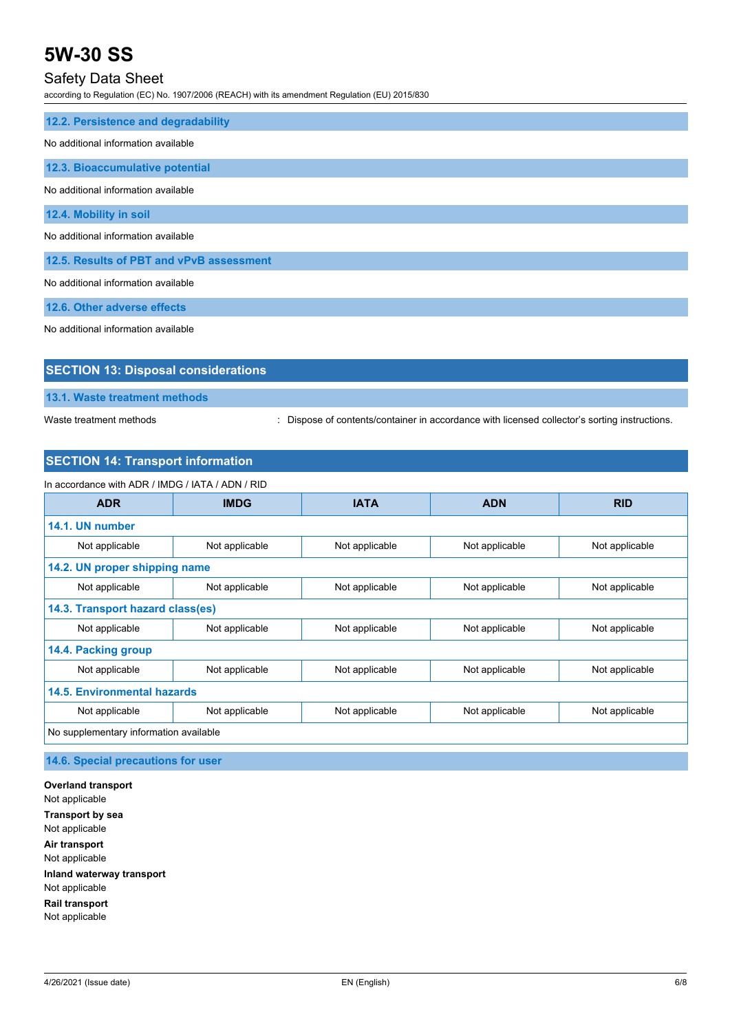### 12.2. Persistence and degradability

No additional information available

### 12.3. Bioaccumulative potential

No additional information available

### 12.4. Mobility in soil

No additional information available

### 12.5. Results of PBT and vPvB assessment

No additional information available

### 12.6. Other adverse effects

No additional information available

## SECTION 13: Disposal considerations

### 13.1. Waste treatment methods

Waste treatment methods : Dispose of contents/container in accordance with licensed collector's sorting instructions.

## SECTION 14: Transport information

In accordance with ADR / IMDG / IATA / ADN / RID

| ADR | IMDG | IATA | ADN | RID |
|---|---|---|---|---|
| **14.1. UN number** | | | | |
| Not applicable | Not applicable | Not applicable | Not applicable | Not applicable |
| **14.2. UN proper shipping name** | | | | |
| Not applicable | Not applicable | Not applicable | Not applicable | Not applicable |
| **14.3. Transport hazard class(es)** | | | | |
| Not applicable | Not applicable | Not applicable | Not applicable | Not applicable |
| **14.4. Packing group** | | | | |
| Not applicable | Not applicable | Not applicable | Not applicable | Not applicable |
| **14.5. Environmental hazards** | | | | |
| Not applicable | Not applicable | Not applicable | Not applicable | Not applicable |
| No supplementary information available | | | | |

### 14.6. Special precautions for user

**Overland transport**
Not applicable

**Transport by sea**
Not applicable

**Air transport**
Not applicable

**Inland waterway transport**
Not applicable

**Rail transport**
Not applicable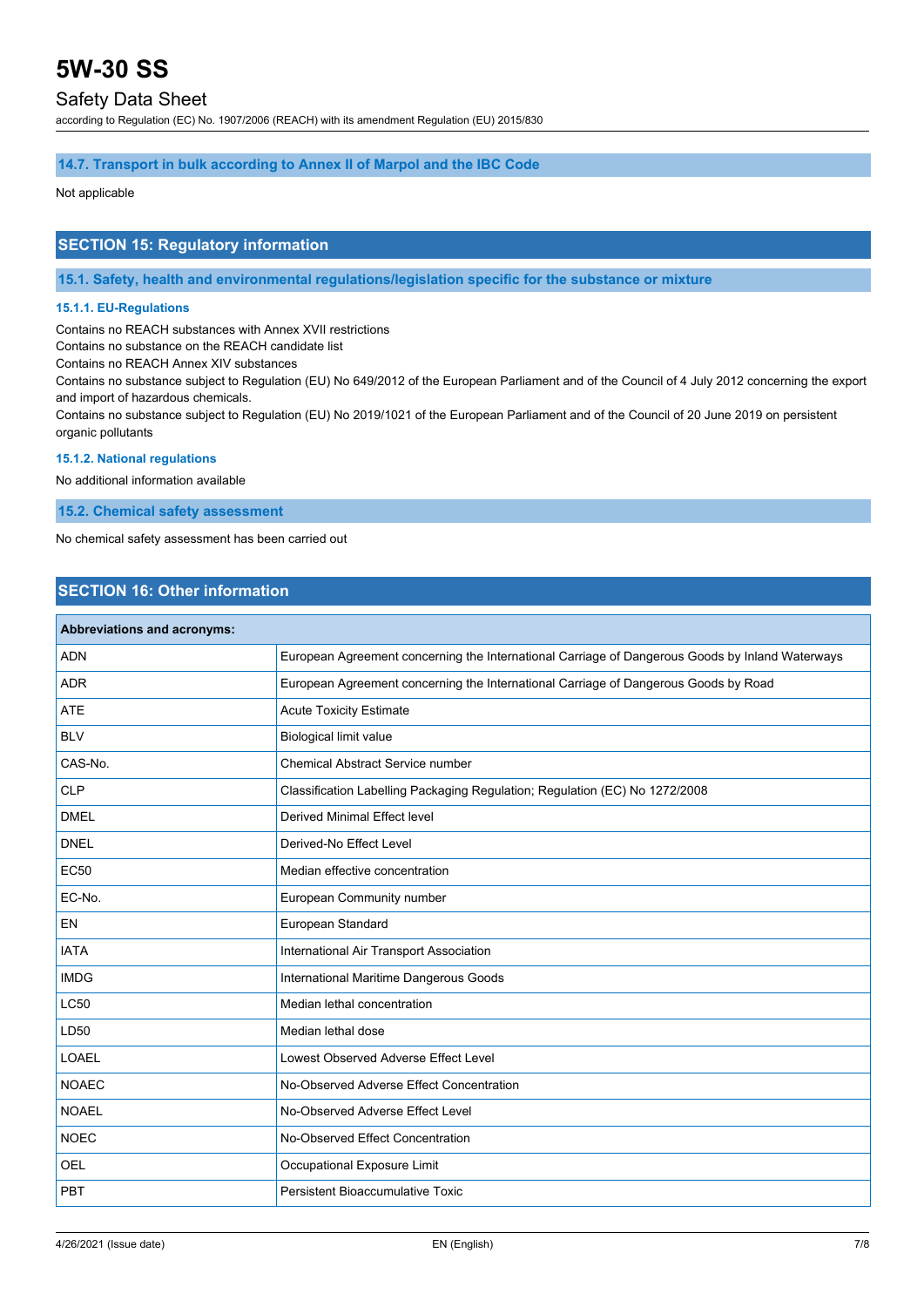### 14.7. Transport in bulk according to Annex II of Marpol and the IBC Code

Not applicable

## SECTION 15: Regulatory information

### 15.1. Safety, health and environmental regulations/legislation specific for the substance or mixture

#### 15.1.1. EU-Regulations

Contains no REACH substances with Annex XVII restrictions
Contains no substance on the REACH candidate list
Contains no REACH Annex XIV substances
Contains no substance subject to Regulation (EU) No 649/2012 of the European Parliament and of the Council of 4 July 2012 concerning the export and import of hazardous chemicals.
Contains no substance subject to Regulation (EU) No 2019/1021 of the European Parliament and of the Council of 20 June 2019 on persistent organic pollutants

#### 15.1.2. National regulations

No additional information available

### 15.2. Chemical safety assessment

No chemical safety assessment has been carried out

## SECTION 16: Other information

| Abbreviations and acronyms: | |
|---|---|
| ADN | European Agreement concerning the International Carriage of Dangerous Goods by Inland Waterways |
| ADR | European Agreement concerning the International Carriage of Dangerous Goods by Road |
| ATE | Acute Toxicity Estimate |
| BLV | Biological limit value |
| CAS-No. | Chemical Abstract Service number |
| CLP | Classification Labelling Packaging Regulation; Regulation (EC) No 1272/2008 |
| DMEL | Derived Minimal Effect level |
| DNEL | Derived-No Effect Level |
| EC50 | Median effective concentration |
| EC-No. | European Community number |
| EN | European Standard |
| IATA | International Air Transport Association |
| IMDG | International Maritime Dangerous Goods |
| LC50 | Median lethal concentration |
| LD50 | Median lethal dose |
| LOAEL | Lowest Observed Adverse Effect Level |
| NOAEC | No-Observed Adverse Effect Concentration |
| NOAEL | No-Observed Adverse Effect Level |
| NOEC | No-Observed Effect Concentration |
| OEL | Occupational Exposure Limit |
| PBT | Persistent Bioaccumulative Toxic |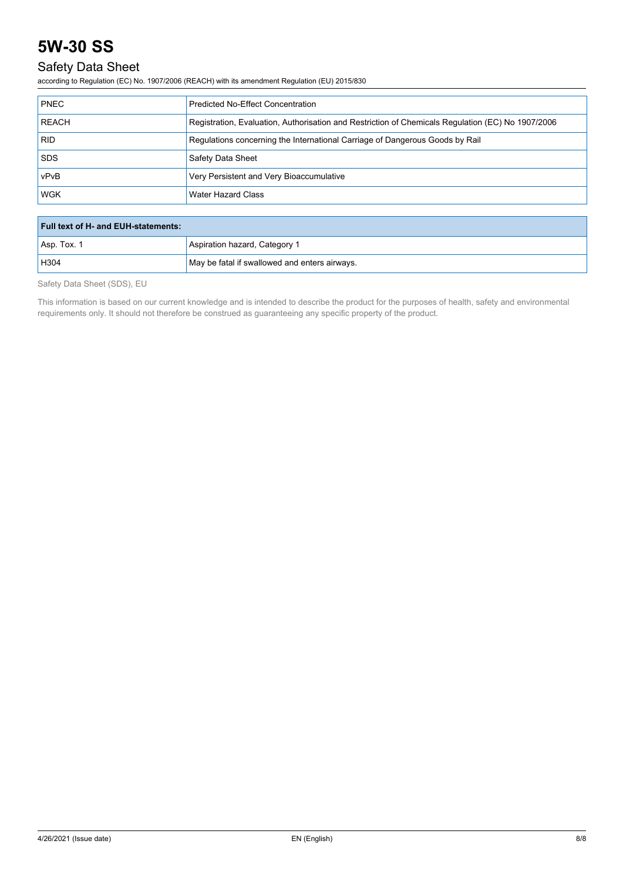| | |
|---|---|
| PNEC | Predicted No-Effect Concentration |
| REACH | Registration, Evaluation, Authorisation and Restriction of Chemicals Regulation (EC) No 1907/2006 |
| RID | Regulations concerning the International Carriage of Dangerous Goods by Rail |
| SDS | Safety Data Sheet |
| vPvB | Very Persistent and Very Bioaccumulative |
| WGK | Water Hazard Class |

| **Full text of H- and EUH-statements:** | |
|---|---|
| Asp. Tox. 1 | Aspiration hazard, Category 1 |
| H304 | May be fatal if swallowed and enters airways. |

Safety Data Sheet (SDS), EU

This information is based on our current knowledge and is intended to describe the product for the purposes of health, safety and environmental requirements only. It should not therefore be construed as guaranteeing any specific property of the product.